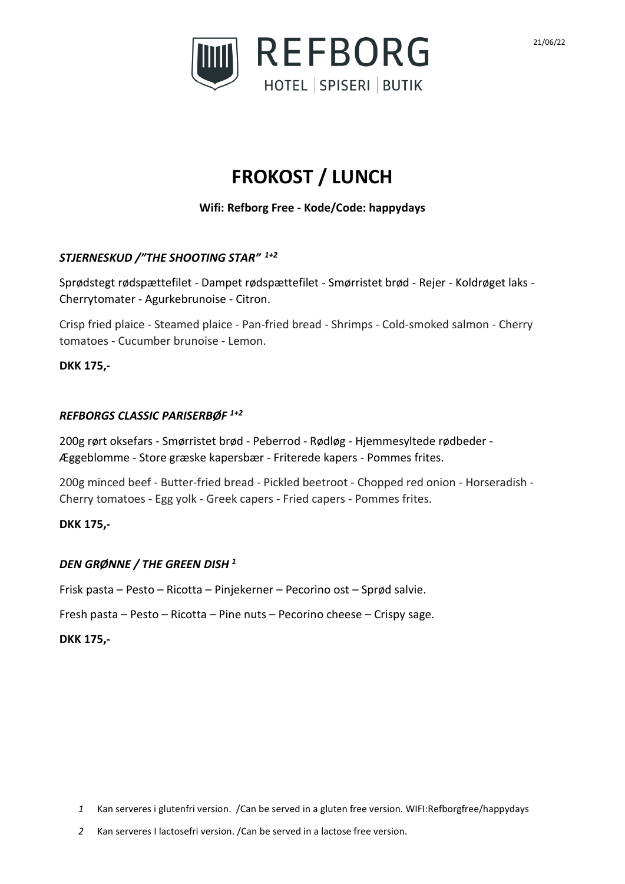REFBORG

HOTEL | SPISERI | BUTIK

21/06/22

# FROKOST / LUNCH

**Wifi: Refborg Free - Kode/Code: happydays**

### *STJERNESKUD /"THE SHOOTING STAR" [1+2]*

Sprødstegt rødspættefilet - Dampet rødspættefilet - Smørristet brød - Rejer - Koldrøget laks - Cherrytomater - Agurkebrunoise - Citron.

Crisp fried plaice - Steamed plaice - Pan-fried bread - Shrimps - Cold-smoked salmon - Cherry tomatoes - Cucumber brunoise - Lemon.

**DKK 175,-**

### *REFBORGS CLASSIC PARISERBØF [1+2]*

200g rørt oksefars - Smørristet brød - Peberrod - Rødløg - Hjemmesyltede rødbeder - Æggeblomme - Store græske kapersbær - Friterede kapers - Pommes frites.

200g minced beef - Butter-fried bread - Pickled beetroot - Chopped red onion - Horseradish - Cherry tomatoes - Egg yolk - Greek capers - Fried capers - Pommes frites.

**DKK 175,-**

### *DEN GRØNNE / THE GREEN DISH [1]*

Frisk pasta – Pesto – Ricotta – Pinjekerner – Pecorino ost – Sprød salvie.

Fresh pasta – Pesto – Ricotta – Pine nuts – Pecorino cheese – Crispy sage.

**DKK 175,-**

1. Kan serveres i glutenfri version. /Can be served in a gluten free version. WIFI:Refborgfree/happydays
2. Kan serveres I lactosefri version. /Can be served in a lactose free version.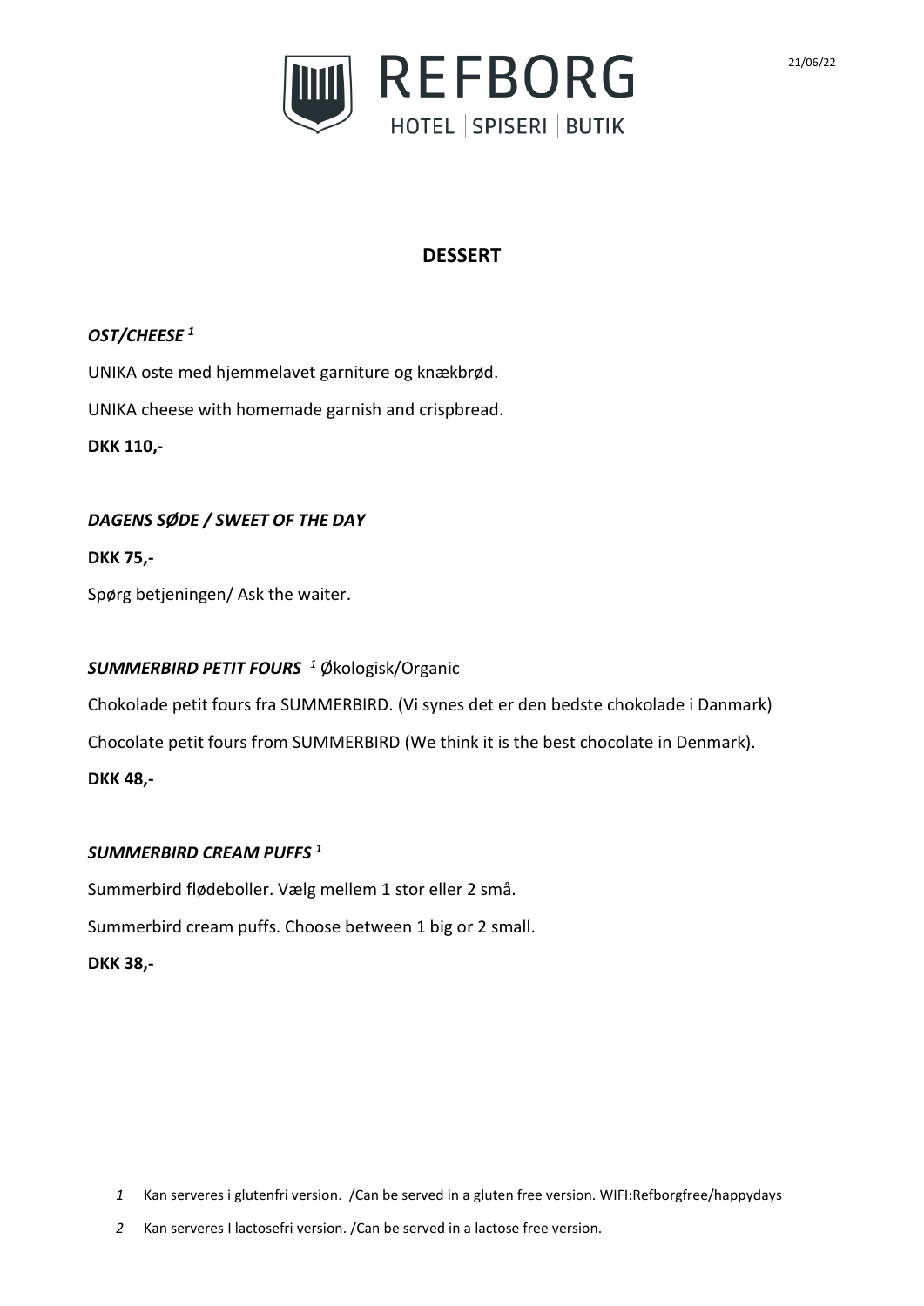# REFBORG

HOTEL | SPISERI | BUTIK

## DESSERT

***OST/CHEESE*** [1]

UNIKA oste med hjemmelavet garniture og knækbrød.

UNIKA cheese with homemade garnish and crispbread.

**DKK 110,-**

***DAGENS SØDE / SWEET OF THE DAY***

**DKK 75,-**

Spørg betjeningen/ Ask the waiter.

***SUMMERBIRD PETIT FOURS*** [1] Økologisk/Organic

Chokolade petit fours fra SUMMERBIRD. (Vi synes det er den bedste chokolade i Danmark)

Chocolate petit fours from SUMMERBIRD (We think it is the best chocolate in Denmark).

**DKK 48,-**

***SUMMERBIRD CREAM PUFFS*** [1]

Summerbird flødeboller. Vælg mellem 1 stor eller 2 små.

Summerbird cream puffs. Choose between 1 big or 2 small.

**DKK 38,-**

1. Kan serveres i glutenfri version. /Can be served in a gluten free version. WIFI:Refborgfree/happydays
2. Kan serveres I lactosefri version. /Can be served in a lactose free version.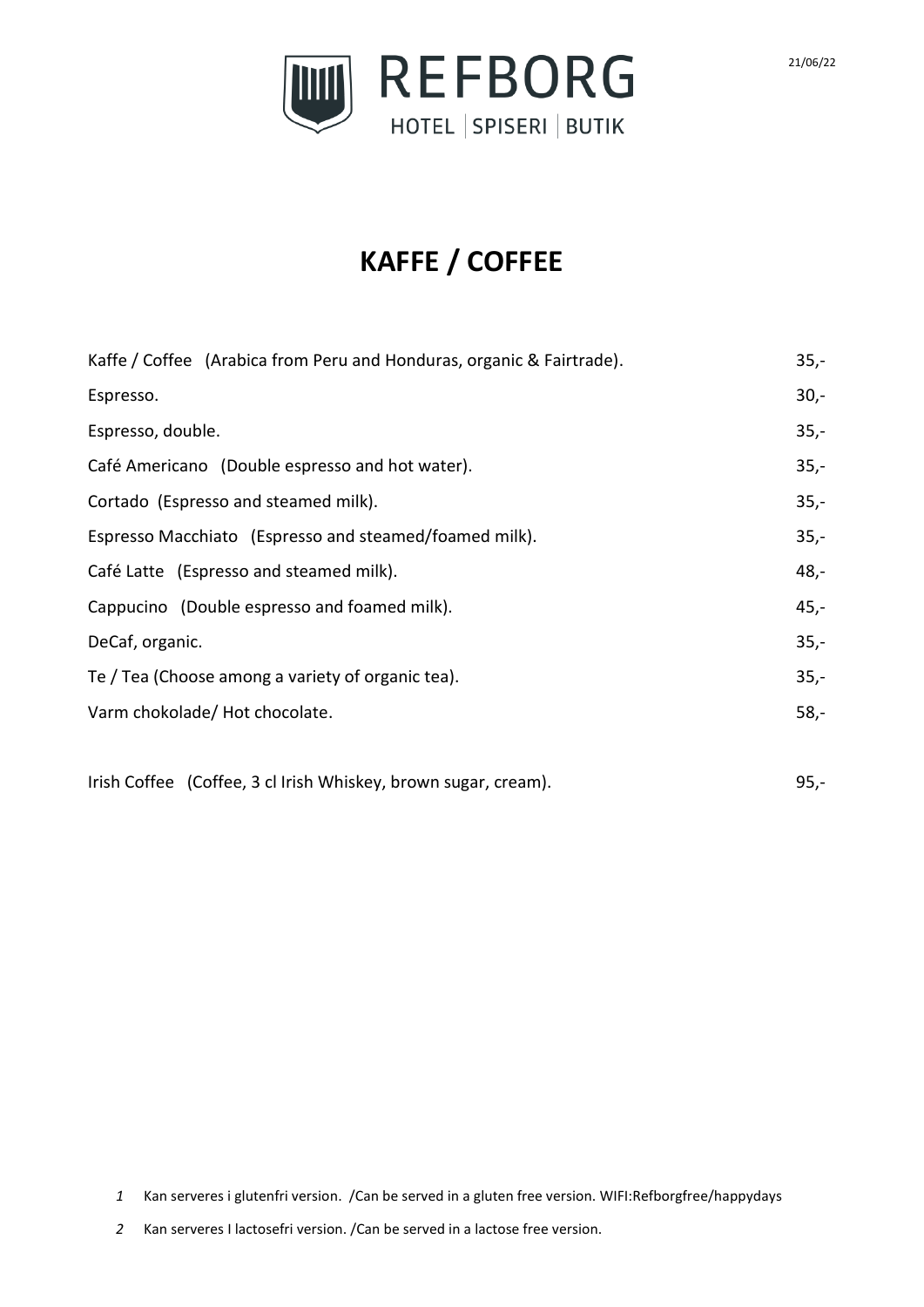REFBORG

HOTEL | SPISERI | BUTIK

21/06/22

# KAFFE / COFFEE

| | |
|---|---|
| Kaffe / Coffee (Arabica from Peru and Honduras, organic & Fairtrade). | 35,- |
| Espresso. | 30,- |
| Espresso, double. | 35,- |
| Café Americano (Double espresso and hot water). | 35,- |
| Cortado (Espresso and steamed milk). | 35,- |
| Espresso Macchiato (Espresso and steamed/foamed milk). | 35,- |
| Café Latte (Espresso and steamed milk). | 48,- |
| Cappucino (Double espresso and foamed milk). | 45,- |
| DeCaf, organic. | 35,- |
| Te / Tea (Choose among a variety of organic tea). | 35,- |
| Varm chokolade/ Hot chocolate. | 58,- |
| Irish Coffee (Coffee, 3 cl Irish Whiskey, brown sugar, cream). | 95,- |

*1* Kan serveres i glutenfri version. /Can be served in a gluten free version. WIFI:Refborgfree/happydays

*2* Kan serveres I lactosefri version. /Can be served in a lactose free version.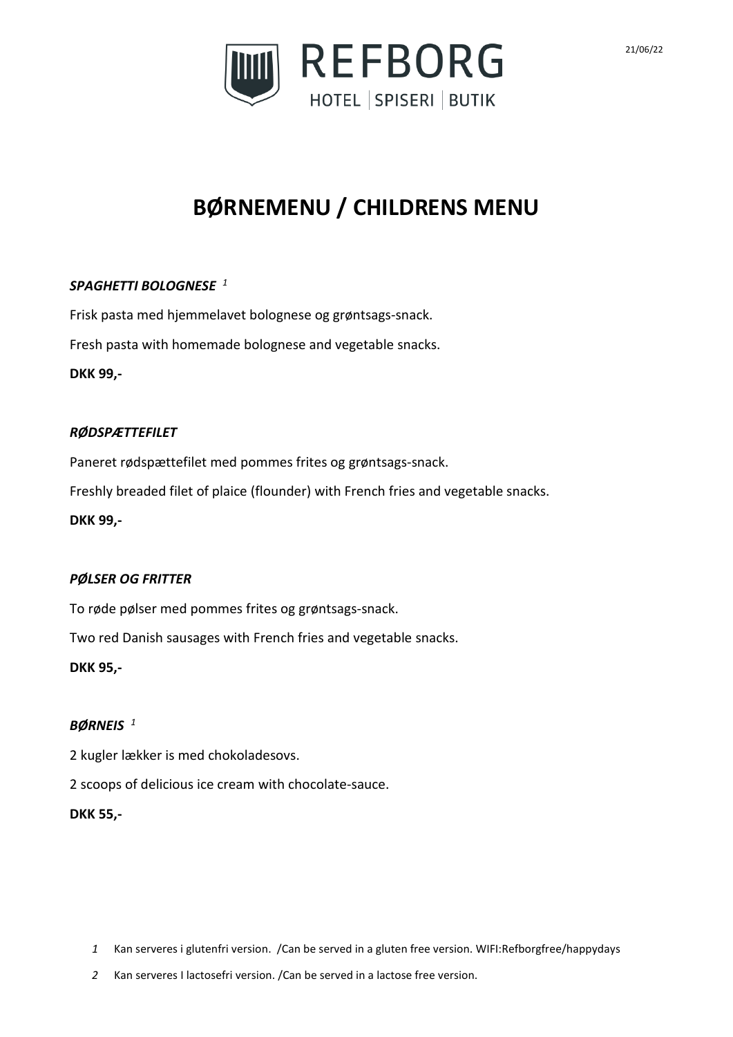REFBORG

HOTEL | SPISERI | BUTIK

21/06/22

# BØRNEMENU / CHILDRENS MENU

***SPAGHETTI BOLOGNESE*** [1]

Frisk pasta med hjemmelavet bolognese og grøntsags-snack.

Fresh pasta with homemade bolognese and vegetable snacks.

**DKK 99,-**

***RØDSPÆTTEFILET***

Paneret rødspættefilet med pommes frites og grøntsags-snack.

Freshly breaded filet of plaice (flounder) with French fries and vegetable snacks.

**DKK 99,-**

***PØLSER OG FRITTER***

To røde pølser med pommes frites og grøntsags-snack.

Two red Danish sausages with French fries and vegetable snacks.

**DKK 95,-**

***BØRNEIS*** [1]

2 kugler lækker is med chokoladesovs.

2 scoops of delicious ice cream with chocolate-sauce.

**DKK 55,-**

*1* Kan serveres i glutenfri version. /Can be served in a gluten free version. WIFI:Refborgfree/happydays

*2* Kan serveres I lactosefri version. /Can be served in a lactose free version.